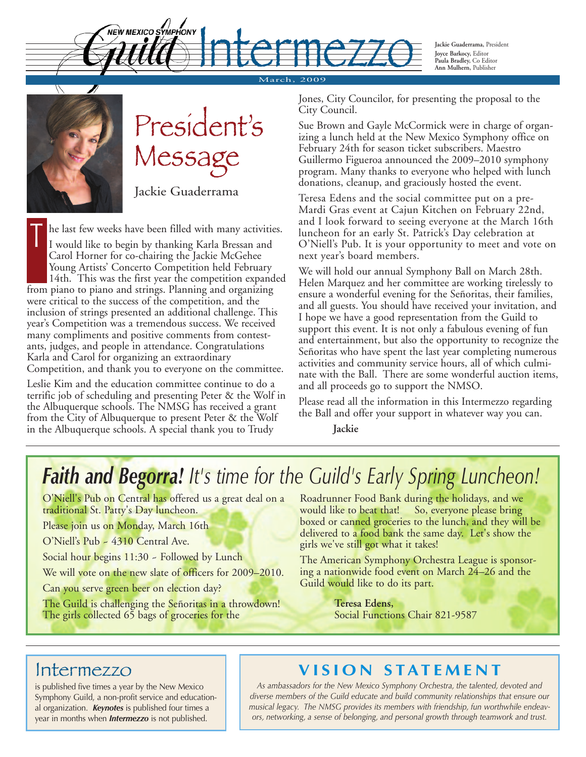# New Mexico Symphony Guild Intermezzo

**Jackie Guaderrama**, President
**Joyce Barkocy**, Editor
**Paula Bradley**, Co Editor
**Ann Mulhern**, Publisher

March, 2009

## President's Message

Jackie Guaderrama

The last few weeks have been filled with many activities.

I would like to begin by thanking Karla Bressan and Carol Horner for co-chairing the Jackie McGehee Young Artists' Concerto Competition held February 14th. This was the first year the competition expanded from piano to piano and strings. Planning and organizing were critical to the success of the competition, and the inclusion of strings presented an additional challenge. This year's Competition was a tremendous success. We received many compliments and positive comments from contestants, judges, and people in attendance. Congratulations Karla and Carol for organizing an extraordinary Competition, and thank you to everyone on the committee.

Leslie Kim and the education committee continue to do a terrific job of scheduling and presenting Peter & the Wolf in the Albuquerque schools. The NMSG has received a grant from the City of Albuquerque to present Peter & the Wolf in the Albuquerque schools. A special thank you to Trudy Jones, City Councilor, for presenting the proposal to the City Council.

Sue Brown and Gayle McCormick were in charge of organizing a lunch held at the New Mexico Symphony office on February 24th for season ticket subscribers. Maestro Guillermo Figueroa announced the 2009–2010 symphony program. Many thanks to everyone who helped with lunch donations, cleanup, and graciously hosted the event.

Teresa Edens and the social committee put on a pre-Mardi Gras event at Cajun Kitchen on February 22nd, and I look forward to seeing everyone at the March 16th luncheon for an early St. Patrick's Day celebration at O'Niell's Pub. It is your opportunity to meet and vote on next year's board members.

We will hold our annual Symphony Ball on March 28th. Helen Marquez and her committee are working tirelessly to ensure a wonderful evening for the Señoritas, their families, and all guests. You should have received your invitation, and I hope we have a good representation from the Guild to support this event. It is not only a fabulous evening of fun and entertainment, but also the opportunity to recognize the Señoritas who have spent the last year completing numerous activities and community service hours, all of which culminate with the Ball. There are some wonderful auction items, and all proceeds go to support the NMSO.

Please read all the information in this Intermezzo regarding the Ball and offer your support in whatever way you can.

**Jackie**

---

## *Faith and Begorra!* It's time for the Guild's Early Spring Luncheon!

O'Niell's Pub on Central has offered us a great deal on a traditional St. Patty's Day luncheon.

Please join us on Monday, March 16th

O'Niell's Pub - 4310 Central Ave.

Social hour begins 11:30 - Followed by Lunch

We will vote on the new slate of officers for 2009–2010.

Can you serve green beer on election day?

The Guild is challenging the Señoritas in a throwdown! The girls collected 65 bags of groceries for the Roadrunner Food Bank during the holidays, and we would like to beat that! So, everyone please bring boxed or canned groceries to the lunch, and they will be delivered to a food bank the same day. Let's show the girls we've still got what it takes!

The American Symphony Orchestra League is sponsoring a nationwide food event on March 24–26 and the Guild would like to do its part.

**Teresa Edens,**
Social Functions Chair 821-9587

---

## Intermezzo

is published five times a year by the New Mexico Symphony Guild, a non-profit service and educational organization. ***Keynotes*** is published four times a year in months when ***Intermezzo*** is not published.

## VISION STATEMENT

*As ambassadors for the New Mexico Symphony Orchestra, the talented, devoted and diverse members of the Guild educate and build community relationships that ensure our musical legacy. The NMSG provides its members with friendship, fun worthwhile endeavors, networking, a sense of belonging, and personal growth through teamwork and trust.*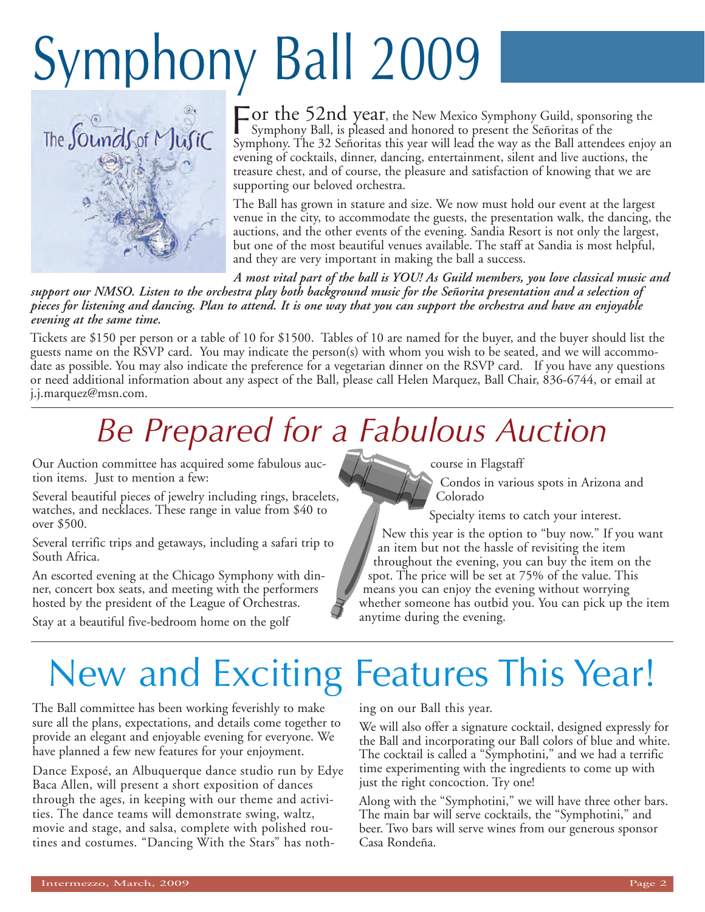# Symphony Ball 2009

For the 52nd year, the New Mexico Symphony Guild, sponsoring the Symphony Ball, is pleased and honored to present the Señoritas of the Symphony. The 32 Señoritas this year will lead the way as the Ball attendees enjoy an evening of cocktails, dinner, dancing, entertainment, silent and live auctions, the treasure chest, and of course, the pleasure and satisfaction of knowing that we are supporting our beloved orchestra.

The Ball has grown in stature and size. We now must hold our event at the largest venue in the city, to accommodate the guests, the presentation walk, the dancing, the auctions, and the other events of the evening. Sandia Resort is not only the largest, but one of the most beautiful venues available. The staff at Sandia is most helpful, and they are very important in making the ball a success.

***A most vital part of the ball is YOU! As Guild members, you love classical music and support our NMSO. Listen to the orchestra play both background music for the Señorita presentation and a selection of pieces for listening and dancing. Plan to attend. It is one way that you can support the orchestra and have an enjoyable evening at the same time.***

Tickets are $150 per person or a table of 10 for $1500. Tables of 10 are named for the buyer, and the buyer should list the guests name on the RSVP card. You may indicate the person(s) with whom you wish to be seated, and we will accommodate as possible. You may also indicate the preference for a vegetarian dinner on the RSVP card. If you have any questions or need additional information about any aspect of the Ball, please call Helen Marquez, Ball Chair, 836-6744, or email at j.j.marquez@msn.com.

## *Be Prepared for a Fabulous Auction*

Our Auction committee has acquired some fabulous auction items. Just to mention a few:

Several beautiful pieces of jewelry including rings, bracelets, watches, and necklaces. These range in value from $40 to over $500.

Several terrific trips and getaways, including a safari trip to South Africa.

An escorted evening at the Chicago Symphony with dinner, concert box seats, and meeting with the performers hosted by the president of the League of Orchestras.

Stay at a beautiful five-bedroom home on the golf course in Flagstaff

Condos in various spots in Arizona and Colorado

Specialty items to catch your interest.

New this year is the option to "buy now." If you want an item but not the hassle of revisiting the item throughout the evening, you can buy the item on the spot. The price will be set at 75% of the value. This means you can enjoy the evening without worrying whether someone has outbid you. You can pick up the item anytime during the evening.

## New and Exciting Features This Year!

The Ball committee has been working feverishly to make sure all the plans, expectations, and details come together to provide an elegant and enjoyable evening for everyone. We have planned a few new features for your enjoyment.

Dance Exposé, an Albuquerque dance studio run by Edye Baca Allen, will present a short exposition of dances through the ages, in keeping with our theme and activities. The dance teams will demonstrate swing, waltz, movie and stage, and salsa, complete with polished routines and costumes. "Dancing With the Stars" has nothing on our Ball this year.

We will also offer a signature cocktail, designed expressly for the Ball and incorporating our Ball colors of blue and white. The cocktail is called a "Symphotini," and we had a terrific time experimenting with the ingredients to come up with just the right concoction. Try one!

Along with the "Symphotini," we will have three other bars. The main bar will serve cocktails, the "Symphotini," and beer. Two bars will serve wines from our generous sponsor Casa Rondeña.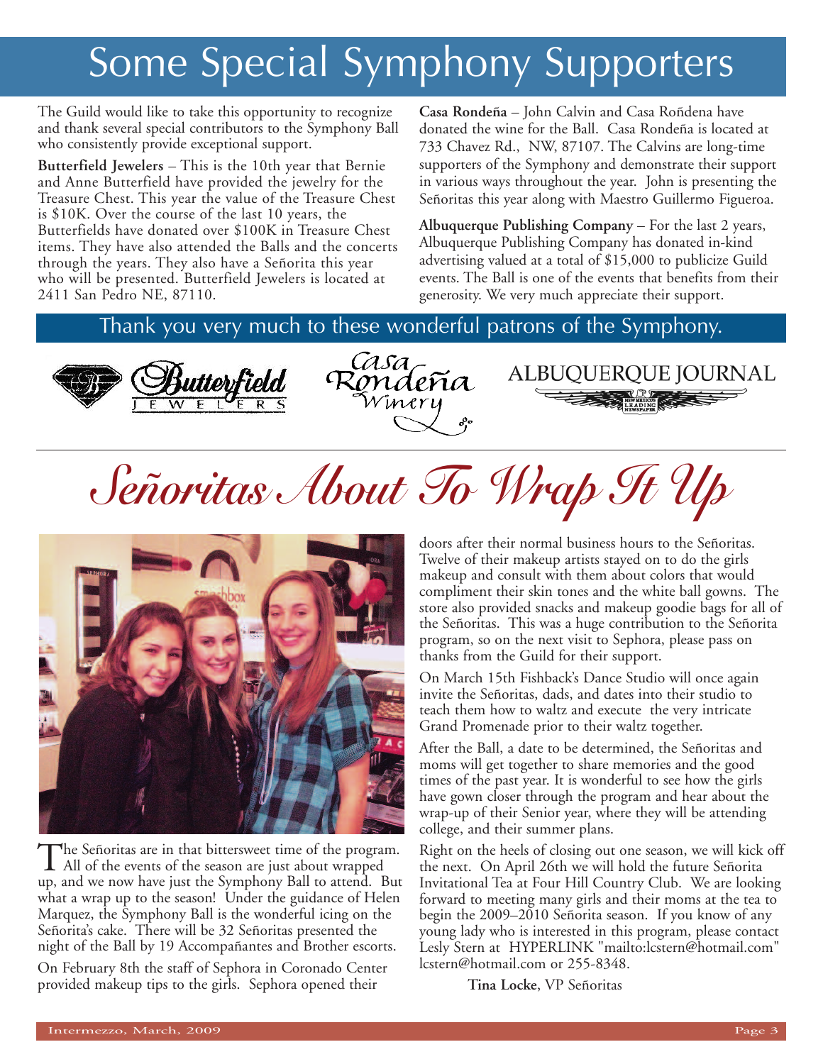# Some Special Symphony Supporters

The Guild would like to take this opportunity to recognize and thank several special contributors to the Symphony Ball who consistently provide exceptional support.

**Butterfield Jewelers** – This is the 10th year that Bernie and Anne Butterfield have provided the jewelry for the Treasure Chest. This year the value of the Treasure Chest is $10K. Over the course of the last 10 years, the Butterfields have donated over $100K in Treasure Chest items. They have also attended the Balls and the concerts through the years. They also have a Señorita this year who will be presented. Butterfield Jewelers is located at 2411 San Pedro NE, 87110.

**Casa Rondeña** – John Calvin and Casa Rońdena have donated the wine for the Ball. Casa Rondeña is located at 733 Chavez Rd., NW, 87107. The Calvins are long-time supporters of the Symphony and demonstrate their support in various ways throughout the year. John is presenting the Señoritas this year along with Maestro Guillermo Figueroa.

**Albuquerque Publishing Company** – For the last 2 years, Albuquerque Publishing Company has donated in-kind advertising valued at a total of $15,000 to publicize Guild events. The Ball is one of the events that benefits from their generosity. We very much appreciate their support.

## Thank you very much to these wonderful patrons of the Symphony.

Butterfield Jewelers — Casa Rondeña Winery — Albuquerque Journal

# *Señoritas About To Wrap It Up*

The Señoritas are in that bittersweet time of the program. All of the events of the season are just about wrapped up, and we now have just the Symphony Ball to attend. But what a wrap up to the season! Under the guidance of Helen Marquez, the Symphony Ball is the wonderful icing on the Señorita's cake. There will be 32 Señoritas presented the night of the Ball by 19 Accompañantes and Brother escorts.

On February 8th the staff of Sephora in Coronado Center provided makeup tips to the girls. Sephora opened their doors after their normal business hours to the Señoritas. Twelve of their makeup artists stayed on to do the girls makeup and consult with them about colors that would compliment their skin tones and the white ball gowns. The store also provided snacks and makeup goodie bags for all of the Señoritas. This was a huge contribution to the Señorita program, so on the next visit to Sephora, please pass on thanks from the Guild for their support.

On March 15th Fishback's Dance Studio will once again invite the Señoritas, dads, and dates into their studio to teach them how to waltz and execute the very intricate Grand Promenade prior to their waltz together.

After the Ball, a date to be determined, the Señoritas and moms will get together to share memories and the good times of the past year. It is wonderful to see how the girls have gown closer through the program and hear about the wrap-up of their Senior year, where they will be attending college, and their summer plans.

Right on the heels of closing out one season, we will kick off the next. On April 26th we will hold the future Señorita Invitational Tea at Four Hill Country Club. We are looking forward to meeting many girls and their moms at the tea to begin the 2009–2010 Señorita season. If you know of any young lady who is interested in this program, please contact Lesly Stern at HYPERLINK "mailto:lcstern@hotmail.com" lcstern@hotmail.com or 255-8348.

**Tina Locke**, VP Señoritas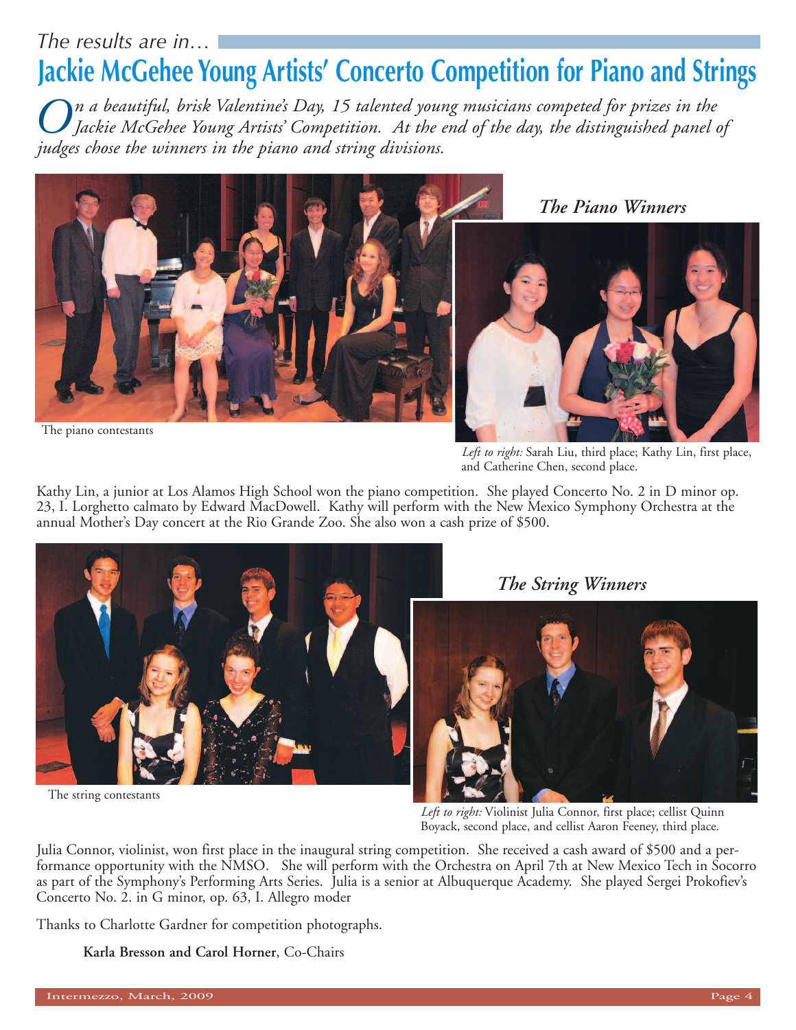*The results are in…*

# Jackie McGehee Young Artists' Concerto Competition for Piano and Strings

*On a beautiful, brisk Valentine's Day, 15 talented young musicians competed for prizes in the Jackie McGehee Young Artists' Competition. At the end of the day, the distinguished panel of judges chose the winners in the piano and string divisions.*

The piano contestants

## *The Piano Winners*

*Left to right:* Sarah Liu, third place; Kathy Lin, first place, and Catherine Chen, second place.

Kathy Lin, a junior at Los Alamos High School won the piano competition. She played Concerto No. 2 in D minor op. 23, I. Lorghetto calmato by Edward MacDowell. Kathy will perform with the New Mexico Symphony Orchestra at the annual Mother's Day concert at the Rio Grande Zoo. She also won a cash prize of $500.

The string contestants

## *The String Winners*

*Left to right:* Violinist Julia Connor, first place; cellist Quinn Boyack, second place, and cellist Aaron Feeney, third place.

Julia Connor, violinist, won first place in the inaugural string competition. She received a cash award of $500 and a performance opportunity with the NMSO. She will perform with the Orchestra on April 7th at New Mexico Tech in Socorro as part of the Symphony's Performing Arts Series. Julia is a senior at Albuquerque Academy. She played Sergei Prokofiev's Concerto No. 2. in G minor, op. 63, I. Allegro moder

Thanks to Charlotte Gardner for competition photographs.

**Karla Bresson and Carol Horner**, Co-Chairs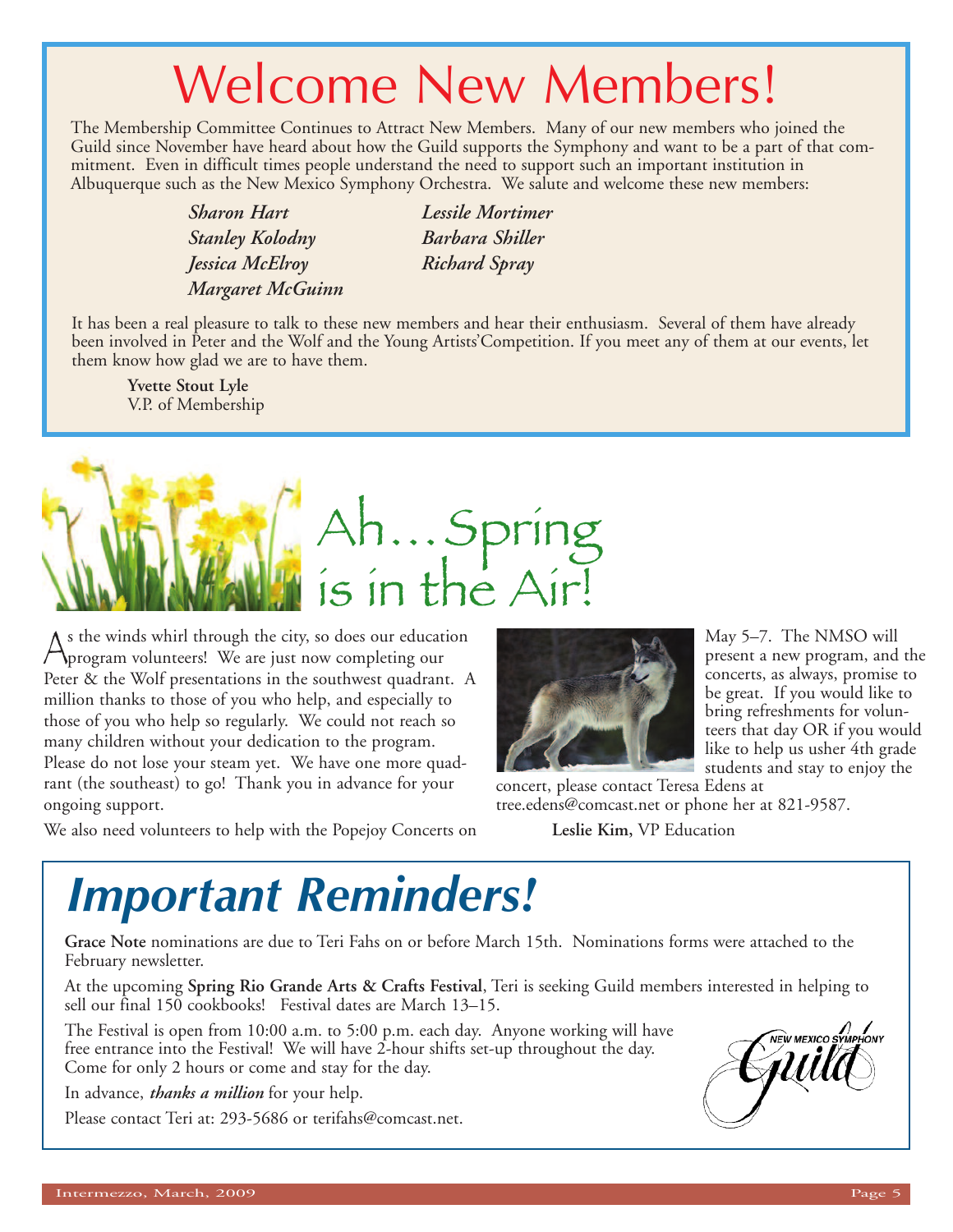# Welcome New Members!

The Membership Committee Continues to Attract New Members. Many of our new members who joined the Guild since November have heard about how the Guild supports the Symphony and want to be a part of that commitment. Even in difficult times people understand the need to support such an important institution in Albuquerque such as the New Mexico Symphony Orchestra. We salute and welcome these new members:

*Sharon Hart*
*Stanley Kolodny*
*Jessica McElroy*
*Margaret McGuinn*
*Lessile Mortimer*
*Barbara Shiller*
*Richard Spray*

It has been a real pleasure to talk to these new members and hear their enthusiasm. Several of them have already been involved in Peter and the Wolf and the Young Artists'Competition. If you meet any of them at our events, let them know how glad we are to have them.

**Yvette Stout Lyle**
V.P. of Membership

# Ah…Spring is in the Air!

As the winds whirl through the city, so does our education program volunteers! We are just now completing our Peter & the Wolf presentations in the southwest quadrant. A million thanks to those of you who help, and especially to those of you who help so regularly. We could not reach so many children without your dedication to the program. Please do not lose your steam yet. We have one more quadrant (the southeast) to go! Thank you in advance for your ongoing support.

We also need volunteers to help with the Popejoy Concerts on May 5–7. The NMSO will present a new program, and the concerts, as always, promise to be great. If you would like to bring refreshments for volunteers that day OR if you would like to help us usher 4th grade students and stay to enjoy the concert, please contact Teresa Edens at tree.edens@comcast.net or phone her at 821-9587.

**Leslie Kim,** VP Education

# *Important Reminders!*

**Grace Note** nominations are due to Teri Fahs on or before March 15th. Nominations forms were attached to the February newsletter.

At the upcoming **Spring Rio Grande Arts & Crafts Festival**, Teri is seeking Guild members interested in helping to sell our final 150 cookbooks! Festival dates are March 13–15.

The Festival is open from 10:00 a.m. to 5:00 p.m. each day. Anyone working will have free entrance into the Festival! We will have 2-hour shifts set-up throughout the day. Come for only 2 hours or come and stay for the day.

In advance, ***thanks a million*** for your help.

Please contact Teri at: 293-5686 or terifahs@comcast.net.

NEW MEXICO SYMPHONY Guild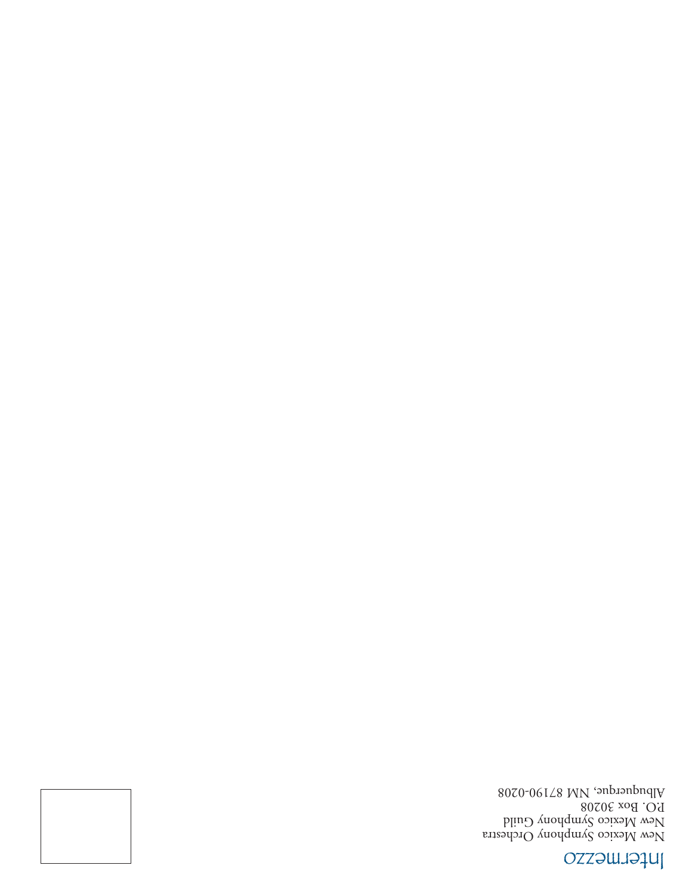Intermezzo

New Mexico Symphony Orchestra
New Mexico Symphony Guild
P.O. Box 30208
Albuquerque, NM 87190-0208